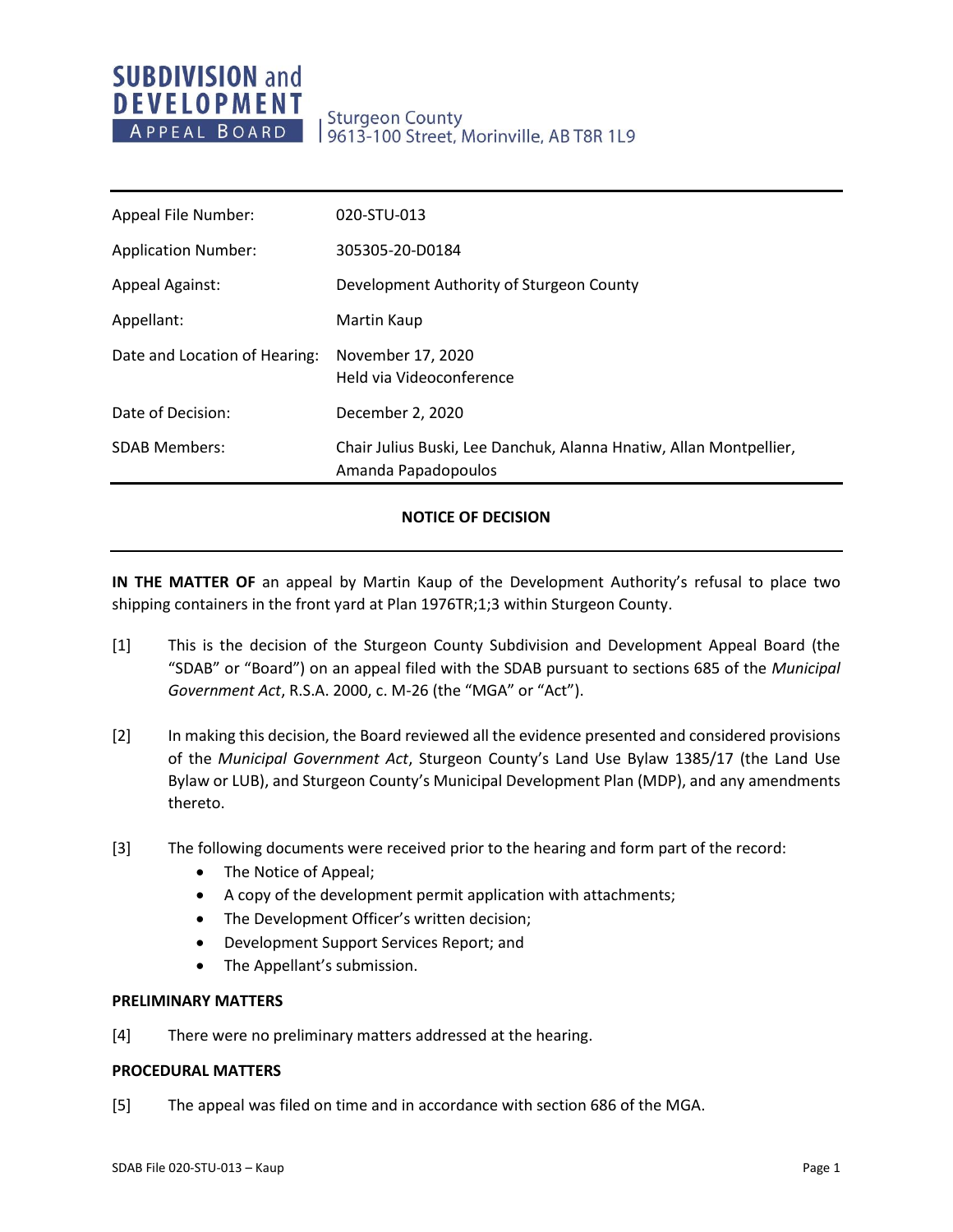**SUBDIVISION and DEVELOPMENT APPEAL BOARD**

Sturgeon County
9613-100 Street, Morinville, AB T8R 1L9

| | |
|---|---|
| Appeal File Number: | 020-STU-013 |
| Application Number: | 305305-20-D0184 |
| Appeal Against: | Development Authority of Sturgeon County |
| Appellant: | Martin Kaup |
| Date and Location of Hearing: | November 17, 2020<br>Held via Videoconference |
| Date of Decision: | December 2, 2020 |
| SDAB Members: | Chair Julius Buski, Lee Danchuk, Alanna Hnatiw, Allan Montpellier, Amanda Papadopoulos |

**NOTICE OF DECISION**

**IN THE MATTER OF** an appeal by Martin Kaup of the Development Authority's refusal to place two shipping containers in the front yard at Plan 1976TR;1;3 within Sturgeon County.

[1] This is the decision of the Sturgeon County Subdivision and Development Appeal Board (the "SDAB" or "Board") on an appeal filed with the SDAB pursuant to sections 685 of the *Municipal Government Act*, R.S.A. 2000, c. M-26 (the "MGA" or "Act").

[2] In making this decision, the Board reviewed all the evidence presented and considered provisions of the *Municipal Government Act*, Sturgeon County's Land Use Bylaw 1385/17 (the Land Use Bylaw or LUB), and Sturgeon County's Municipal Development Plan (MDP), and any amendments thereto.

[3] The following documents were received prior to the hearing and form part of the record:

- The Notice of Appeal;
- A copy of the development permit application with attachments;
- The Development Officer's written decision;
- Development Support Services Report; and
- The Appellant's submission.

**PRELIMINARY MATTERS**

[4] There were no preliminary matters addressed at the hearing.

**PROCEDURAL MATTERS**

[5] The appeal was filed on time and in accordance with section 686 of the MGA.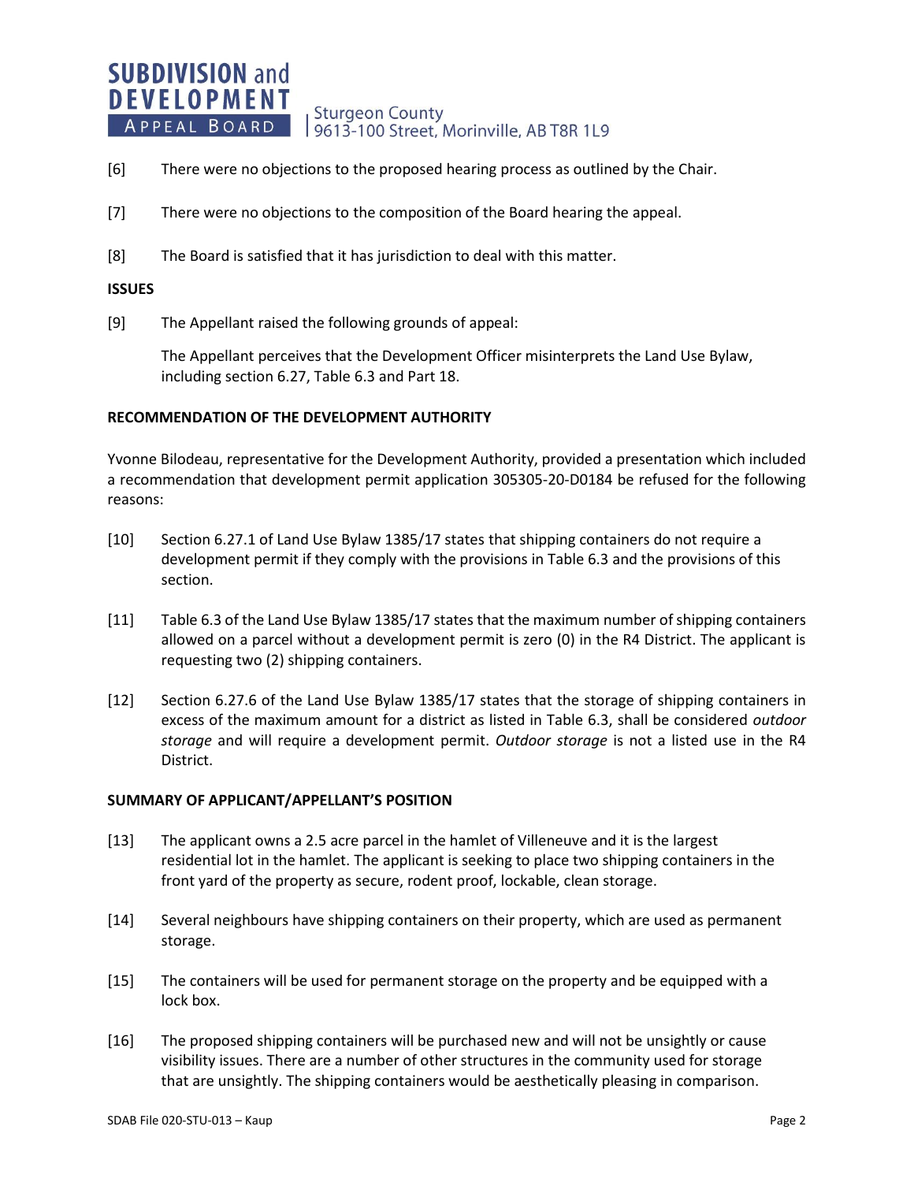[6] There were no objections to the proposed hearing process as outlined by the Chair.

[7] There were no objections to the composition of the Board hearing the appeal.

[8] The Board is satisfied that it has jurisdiction to deal with this matter.

**ISSUES**

[9] The Appellant raised the following grounds of appeal:

The Appellant perceives that the Development Officer misinterprets the Land Use Bylaw, including section 6.27, Table 6.3 and Part 18.

**RECOMMENDATION OF THE DEVELOPMENT AUTHORITY**

Yvonne Bilodeau, representative for the Development Authority, provided a presentation which included a recommendation that development permit application 305305-20-D0184 be refused for the following reasons:

[10] Section 6.27.1 of Land Use Bylaw 1385/17 states that shipping containers do not require a development permit if they comply with the provisions in Table 6.3 and the provisions of this section.

[11] Table 6.3 of the Land Use Bylaw 1385/17 states that the maximum number of shipping containers allowed on a parcel without a development permit is zero (0) in the R4 District. The applicant is requesting two (2) shipping containers.

[12] Section 6.27.6 of the Land Use Bylaw 1385/17 states that the storage of shipping containers in excess of the maximum amount for a district as listed in Table 6.3, shall be considered *outdoor storage* and will require a development permit. *Outdoor storage* is not a listed use in the R4 District.

**SUMMARY OF APPLICANT/APPELLANT'S POSITION**

[13] The applicant owns a 2.5 acre parcel in the hamlet of Villeneuve and it is the largest residential lot in the hamlet. The applicant is seeking to place two shipping containers in the front yard of the property as secure, rodent proof, lockable, clean storage.

[14] Several neighbours have shipping containers on their property, which are used as permanent storage.

[15] The containers will be used for permanent storage on the property and be equipped with a lock box.

[16] The proposed shipping containers will be purchased new and will not be unsightly or cause visibility issues. There are a number of other structures in the community used for storage that are unsightly. The shipping containers would be aesthetically pleasing in comparison.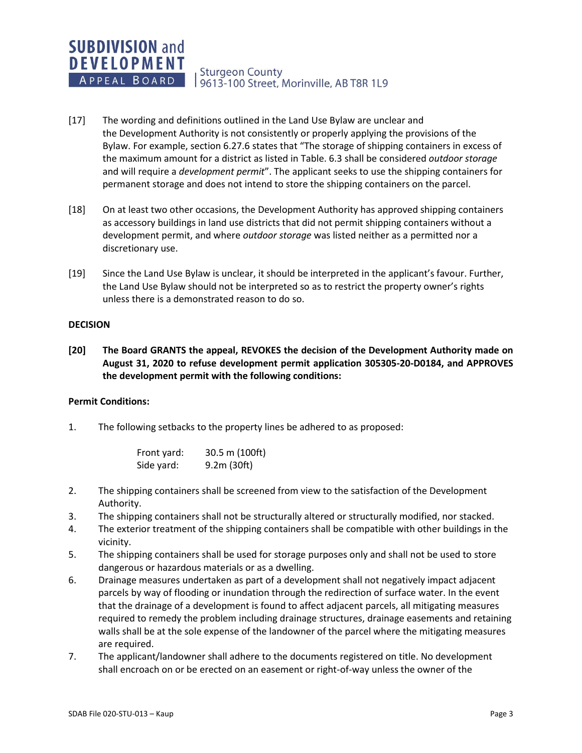[17] The wording and definitions outlined in the Land Use Bylaw are unclear and the Development Authority is not consistently or properly applying the provisions of the Bylaw. For example, section 6.27.6 states that "The storage of shipping containers in excess of the maximum amount for a district as listed in Table. 6.3 shall be considered *outdoor storage* and will require a *development permit*". The applicant seeks to use the shipping containers for permanent storage and does not intend to store the shipping containers on the parcel.

[18] On at least two other occasions, the Development Authority has approved shipping containers as accessory buildings in land use districts that did not permit shipping containers without a development permit, and where *outdoor storage* was listed neither as a permitted nor a discretionary use.

[19] Since the Land Use Bylaw is unclear, it should be interpreted in the applicant's favour. Further, the Land Use Bylaw should not be interpreted so as to restrict the property owner's rights unless there is a demonstrated reason to do so.

**DECISION**

**[20] The Board GRANTS the appeal, REVOKES the decision of the Development Authority made on August 31, 2020 to refuse development permit application 305305-20-D0184, and APPROVES the development permit with the following conditions:**

**Permit Conditions:**

1. The following setbacks to the property lines be adhered to as proposed:

   Front yard: 30.5 m (100ft)
   Side yard: 9.2m (30ft)

2. The shipping containers shall be screened from view to the satisfaction of the Development Authority.
3. The shipping containers shall not be structurally altered or structurally modified, nor stacked.
4. The exterior treatment of the shipping containers shall be compatible with other buildings in the vicinity.
5. The shipping containers shall be used for storage purposes only and shall not be used to store dangerous or hazardous materials or as a dwelling.
6. Drainage measures undertaken as part of a development shall not negatively impact adjacent parcels by way of flooding or inundation through the redirection of surface water. In the event that the drainage of a development is found to affect adjacent parcels, all mitigating measures required to remedy the problem including drainage structures, drainage easements and retaining walls shall be at the sole expense of the landowner of the parcel where the mitigating measures are required.
7. The applicant/landowner shall adhere to the documents registered on title. No development shall encroach on or be erected on an easement or right-of-way unless the owner of the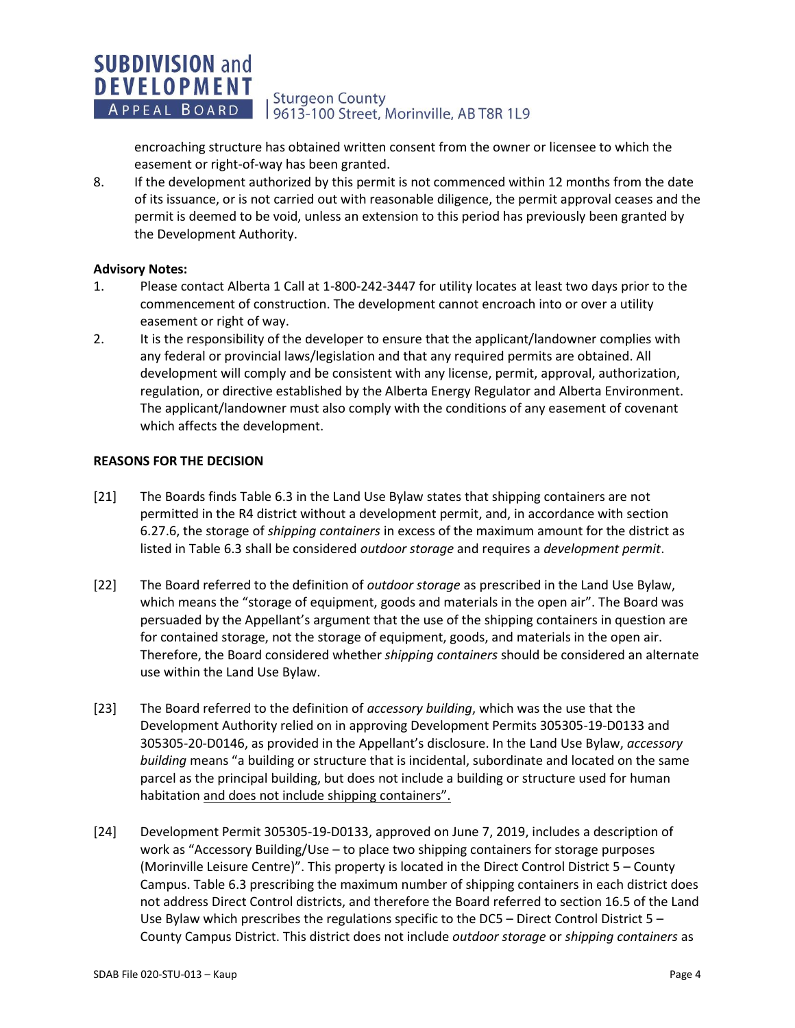encroaching structure has obtained written consent from the owner or licensee to which the easement or right-of-way has been granted.

8. If the development authorized by this permit is not commenced within 12 months from the date of its issuance, or is not carried out with reasonable diligence, the permit approval ceases and the permit is deemed to be void, unless an extension to this period has previously been granted by the Development Authority.

**Advisory Notes:**

1. Please contact Alberta 1 Call at 1-800-242-3447 for utility locates at least two days prior to the commencement of construction. The development cannot encroach into or over a utility easement or right of way.
2. It is the responsibility of the developer to ensure that the applicant/landowner complies with any federal or provincial laws/legislation and that any required permits are obtained. All development will comply and be consistent with any license, permit, approval, authorization, regulation, or directive established by the Alberta Energy Regulator and Alberta Environment. The applicant/landowner must also comply with the conditions of any easement of covenant which affects the development.

**REASONS FOR THE DECISION**

[21] The Boards finds Table 6.3 in the Land Use Bylaw states that shipping containers are not permitted in the R4 district without a development permit, and, in accordance with section 6.27.6, the storage of *shipping containers* in excess of the maximum amount for the district as listed in Table 6.3 shall be considered *outdoor storage* and requires a *development permit*.

[22] The Board referred to the definition of *outdoor storage* as prescribed in the Land Use Bylaw, which means the "storage of equipment, goods and materials in the open air". The Board was persuaded by the Appellant's argument that the use of the shipping containers in question are for contained storage, not the storage of equipment, goods, and materials in the open air. Therefore, the Board considered whether *shipping containers* should be considered an alternate use within the Land Use Bylaw.

[23] The Board referred to the definition of *accessory building*, which was the use that the Development Authority relied on in approving Development Permits 305305-19-D0133 and 305305-20-D0146, as provided in the Appellant's disclosure. In the Land Use Bylaw, *accessory building* means "a building or structure that is incidental, subordinate and located on the same parcel as the principal building, but does not include a building or structure used for human habitation <u>and does not include shipping containers".</u>

[24] Development Permit 305305-19-D0133, approved on June 7, 2019, includes a description of work as "Accessory Building/Use – to place two shipping containers for storage purposes (Morinville Leisure Centre)". This property is located in the Direct Control District 5 – County Campus. Table 6.3 prescribing the maximum number of shipping containers in each district does not address Direct Control districts, and therefore the Board referred to section 16.5 of the Land Use Bylaw which prescribes the regulations specific to the DC5 – Direct Control District 5 – County Campus District. This district does not include *outdoor storage* or *shipping containers* as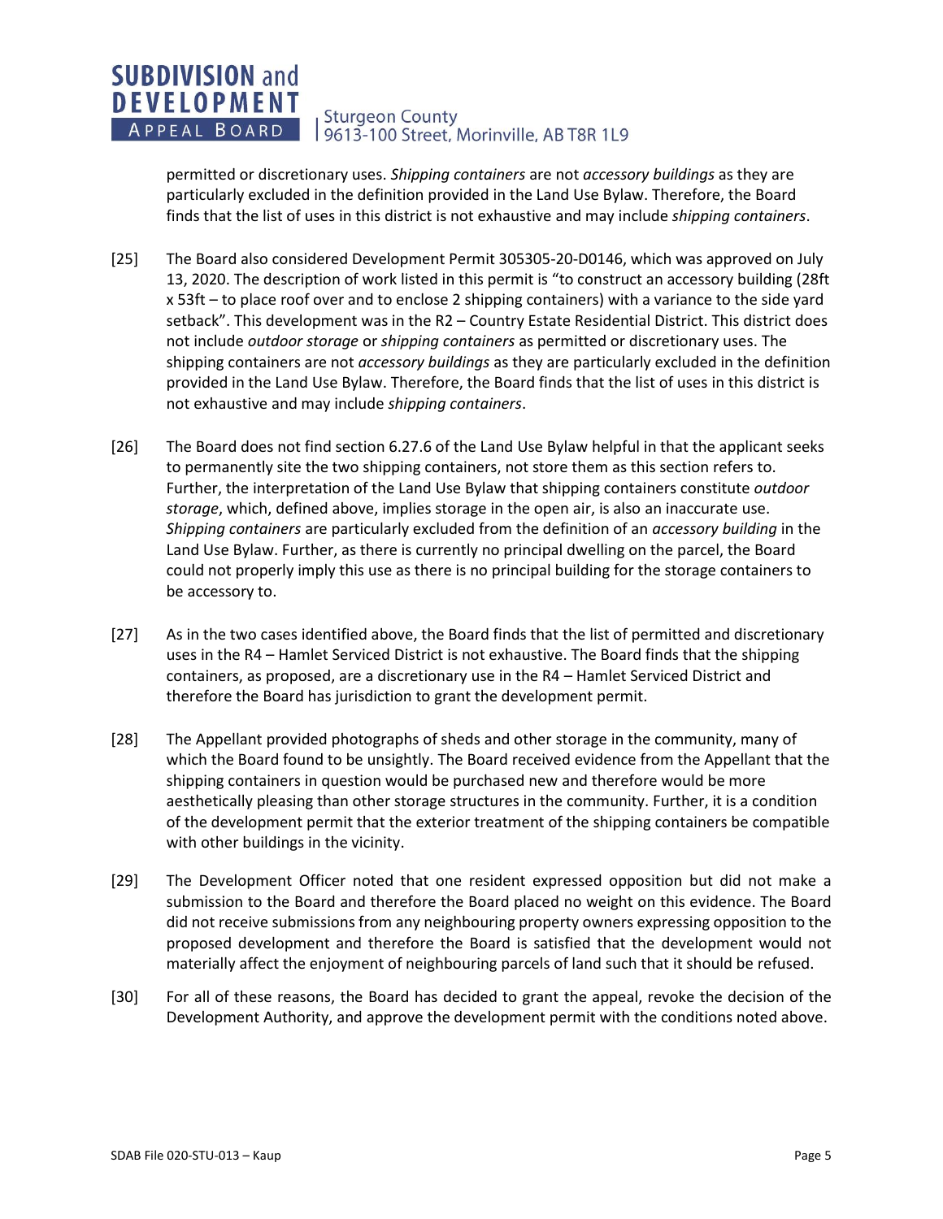permitted or discretionary uses. *Shipping containers* are not *accessory buildings* as they are particularly excluded in the definition provided in the Land Use Bylaw. Therefore, the Board finds that the list of uses in this district is not exhaustive and may include *shipping containers*.

[25] The Board also considered Development Permit 305305-20-D0146, which was approved on July 13, 2020. The description of work listed in this permit is "to construct an accessory building (28ft x 53ft – to place roof over and to enclose 2 shipping containers) with a variance to the side yard setback". This development was in the R2 – Country Estate Residential District. This district does not include *outdoor storage* or *shipping containers* as permitted or discretionary uses. The shipping containers are not *accessory buildings* as they are particularly excluded in the definition provided in the Land Use Bylaw. Therefore, the Board finds that the list of uses in this district is not exhaustive and may include *shipping containers*.

[26] The Board does not find section 6.27.6 of the Land Use Bylaw helpful in that the applicant seeks to permanently site the two shipping containers, not store them as this section refers to. Further, the interpretation of the Land Use Bylaw that shipping containers constitute *outdoor storage*, which, defined above, implies storage in the open air, is also an inaccurate use. *Shipping containers* are particularly excluded from the definition of an *accessory building* in the Land Use Bylaw. Further, as there is currently no principal dwelling on the parcel, the Board could not properly imply this use as there is no principal building for the storage containers to be accessory to.

[27] As in the two cases identified above, the Board finds that the list of permitted and discretionary uses in the R4 – Hamlet Serviced District is not exhaustive. The Board finds that the shipping containers, as proposed, are a discretionary use in the R4 – Hamlet Serviced District and therefore the Board has jurisdiction to grant the development permit.

[28] The Appellant provided photographs of sheds and other storage in the community, many of which the Board found to be unsightly. The Board received evidence from the Appellant that the shipping containers in question would be purchased new and therefore would be more aesthetically pleasing than other storage structures in the community. Further, it is a condition of the development permit that the exterior treatment of the shipping containers be compatible with other buildings in the vicinity.

[29] The Development Officer noted that one resident expressed opposition but did not make a submission to the Board and therefore the Board placed no weight on this evidence. The Board did not receive submissions from any neighbouring property owners expressing opposition to the proposed development and therefore the Board is satisfied that the development would not materially affect the enjoyment of neighbouring parcels of land such that it should be refused.

[30] For all of these reasons, the Board has decided to grant the appeal, revoke the decision of the Development Authority, and approve the development permit with the conditions noted above.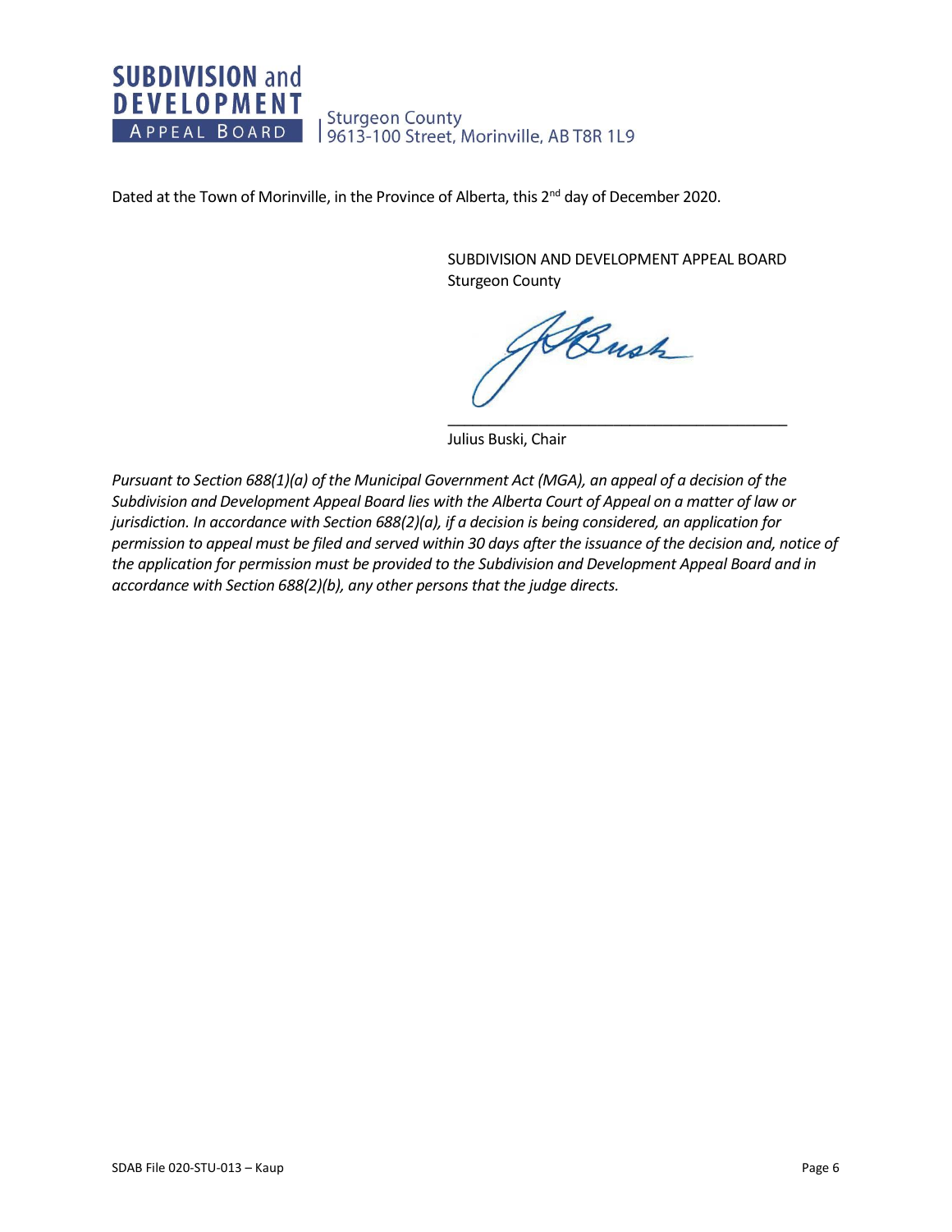Dated at the Town of Morinville, in the Province of Alberta, this 2nd day of December 2020.

SUBDIVISION AND DEVELOPMENT APPEAL BOARD
Sturgeon County

_________________________________________

Julius Buski, Chair

*Pursuant to Section 688(1)(a) of the Municipal Government Act (MGA), an appeal of a decision of the Subdivision and Development Appeal Board lies with the Alberta Court of Appeal on a matter of law or jurisdiction. In accordance with Section 688(2)(a), if a decision is being considered, an application for permission to appeal must be filed and served within 30 days after the issuance of the decision and, notice of the application for permission must be provided to the Subdivision and Development Appeal Board and in accordance with Section 688(2)(b), any other persons that the judge directs.*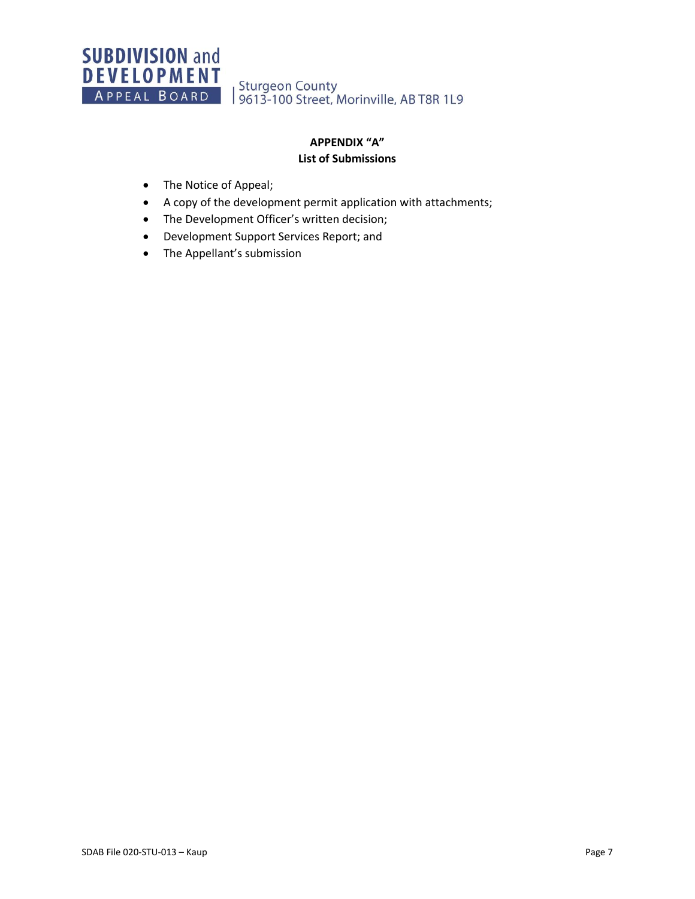**APPENDIX "A"**
**List of Submissions**

- The Notice of Appeal;
- A copy of the development permit application with attachments;
- The Development Officer's written decision;
- Development Support Services Report; and
- The Appellant's submission